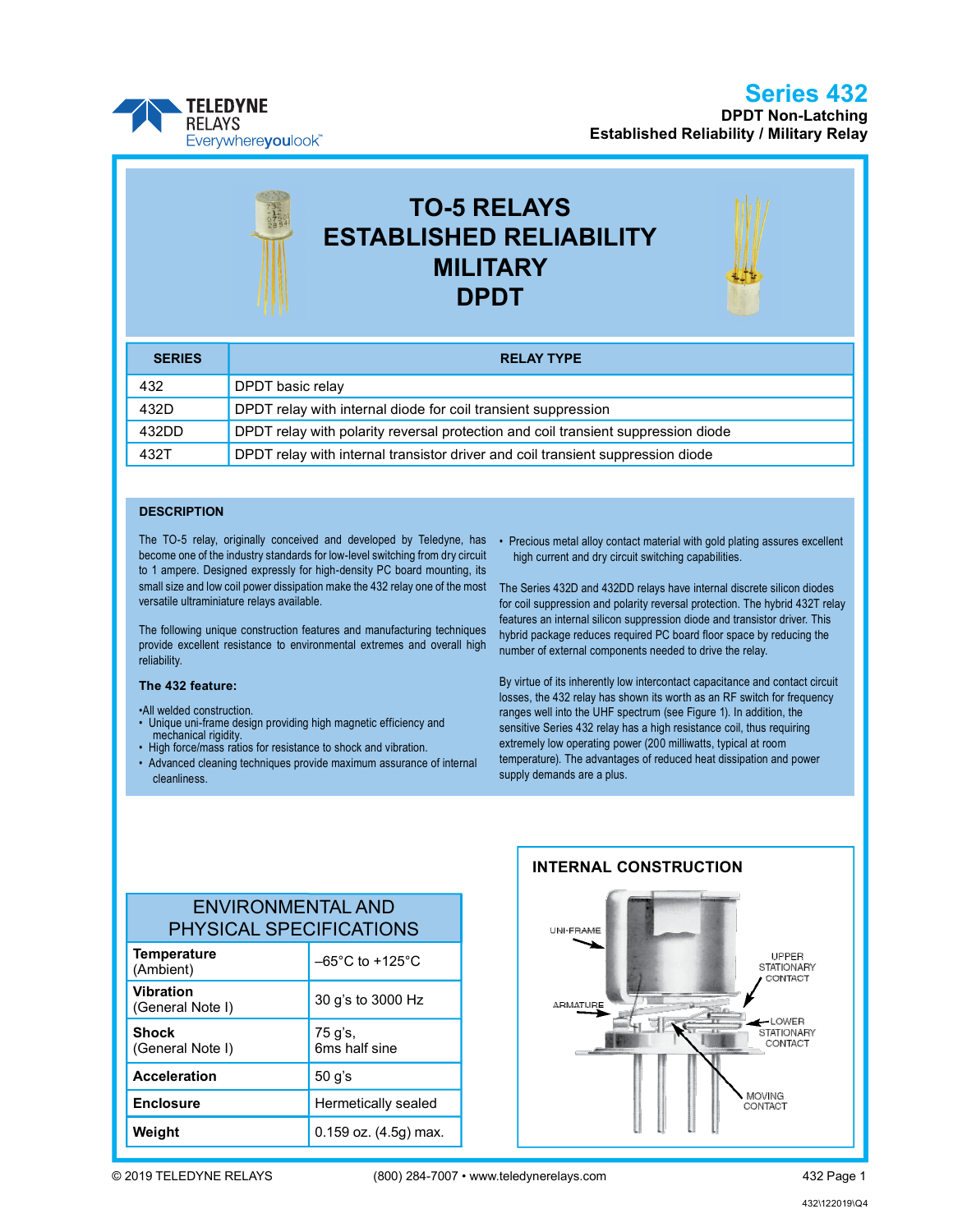# Series 432

**DPDT Non-Latching**
**Established Reliability / Military Relay**

TELEDYNE RELAYS
Everywhereyoulook™

## TO-5 RELAYS ESTABLISHED RELIABILITY MILITARY DPDT

| SERIES | RELAY TYPE |
|---|---|
| 432 | DPDT basic relay |
| 432D | DPDT relay with internal diode for coil transient suppression |
| 432DD | DPDT relay with polarity reversal protection and coil transient suppression diode |
| 432T | DPDT relay with internal transistor driver and coil transient suppression diode |

### DESCRIPTION

The TO-5 relay, originally conceived and developed by Teledyne, has become one of the industry standards for low-level switching from dry circuit to 1 ampere. Designed expressly for high-density PC board mounting, its small size and low coil power dissipation make the 432 relay one of the most versatile ultraminiature relays available.

The following unique construction features and manufacturing techniques provide excellent resistance to environmental extremes and overall high reliability.

**The 432 feature:**

- All welded construction.
- Unique uni-frame design providing high magnetic efficiency and mechanical rigidity.
- High force/mass ratios for resistance to shock and vibration.
- Advanced cleaning techniques provide maximum assurance of internal cleanliness.
- Precious metal alloy contact material with gold plating assures excellent high current and dry circuit switching capabilities.

The Series 432D and 432DD relays have internal discrete silicon diodes for coil suppression and polarity reversal protection. The hybrid 432T relay features an internal silicon suppression diode and transistor driver. This hybrid package reduces required PC board floor space by reducing the number of external components needed to drive the relay.

By virtue of its inherently low intercontact capacitance and contact circuit losses, the 432 relay has shown its worth as an RF switch for frequency ranges well into the UHF spectrum (see Figure 1). In addition, the sensitive Series 432 relay has a high resistance coil, thus requiring extremely low operating power (200 milliwatts, typical at room temperature). The advantages of reduced heat dissipation and power supply demands are a plus.

### ENVIRONMENTAL AND PHYSICAL SPECIFICATIONS

| Parameter | Value |
|---|---|
| **Temperature** (Ambient) | –65°C to +125°C |
| **Vibration** (General Note I) | 30 g's to 3000 Hz |
| **Shock** (General Note I) | 75 g's, 6ms half sine |
| **Acceleration** | 50 g's |
| **Enclosure** | Hermetically sealed |
| **Weight** | 0.159 oz. (4.5g) max. |

### INTERNAL CONSTRUCTION

UNI-FRAME
ARMATURE
UPPER STATIONARY CONTACT
LOWER STATIONARY CONTACT
MOVING CONTACT

© 2019 TELEDYNE RELAYS (800) 284-7007 • www.teledynerelays.com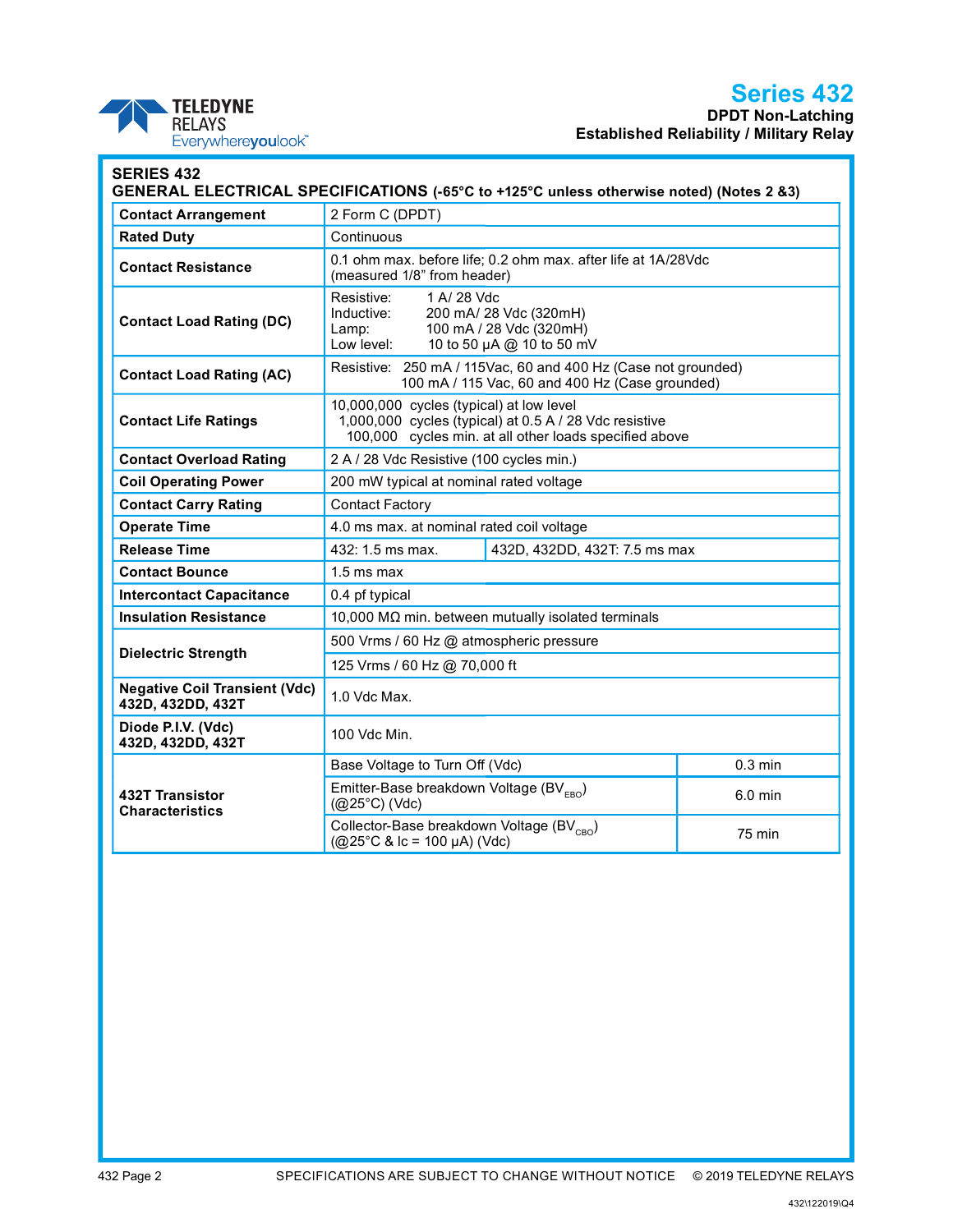## SERIES 432

### GENERAL ELECTRICAL SPECIFICATIONS (-65°C to +125°C unless otherwise noted) (Notes 2 &3)

| | | |
|---|---|---|
| **Contact Arrangement** | 2 Form C (DPDT) | |
| **Rated Duty** | Continuous | |
| **Contact Resistance** | 0.1 ohm max. before life; 0.2 ohm max. after life at 1A/28Vdc (measured 1/8" from header) | |
| **Contact Load Rating (DC)** | Resistive: 1 A/ 28 Vdc<br>Inductive: 200 mA/ 28 Vdc (320mH)<br>Lamp: 100 mA / 28 Vdc (320mH)<br>Low level: 10 to 50 µA @ 10 to 50 mV | |
| **Contact Load Rating (AC)** | Resistive: 250 mA / 115Vac, 60 and 400 Hz (Case not grounded)<br>100 mA / 115 Vac, 60 and 400 Hz (Case grounded) | |
| **Contact Life Ratings** | 10,000,000 cycles (typical) at low level<br>1,000,000 cycles (typical) at 0.5 A / 28 Vdc resistive<br>100,000 cycles min. at all other loads specified above | |
| **Contact Overload Rating** | 2 A / 28 Vdc Resistive (100 cycles min.) | |
| **Coil Operating Power** | 200 mW typical at nominal rated voltage | |
| **Contact Carry Rating** | Contact Factory | |
| **Operate Time** | 4.0 ms max. at nominal rated coil voltage | |
| **Release Time** | 432: 1.5 ms max. | 432D, 432DD, 432T: 7.5 ms max |
| **Contact Bounce** | 1.5 ms max | |
| **Intercontact Capacitance** | 0.4 pf typical | |
| **Insulation Resistance** | 10,000 MΩ min. between mutually isolated terminals | |
| **Dielectric Strength** | 500 Vrms / 60 Hz @ atmospheric pressure | |
| | 125 Vrms / 60 Hz @ 70,000 ft | |
| **Negative Coil Transient (Vdc) 432D, 432DD, 432T** | 1.0 Vdc Max. | |
| **Diode P.I.V. (Vdc) 432D, 432DD, 432T** | 100 Vdc Min. | |
| **432T Transistor Characteristics** | Base Voltage to Turn Off (Vdc) | 0.3 min |
| | Emitter-Base breakdown Voltage ($BV_{EBO}$) (@25°C) (Vdc) | 6.0 min |
| | Collector-Base breakdown Voltage ($BV_{CBO}$) (@25°C & Ic = 100 µA) (Vdc) | 75 min |

SPECIFICATIONS ARE SUBJECT TO CHANGE WITHOUT NOTICE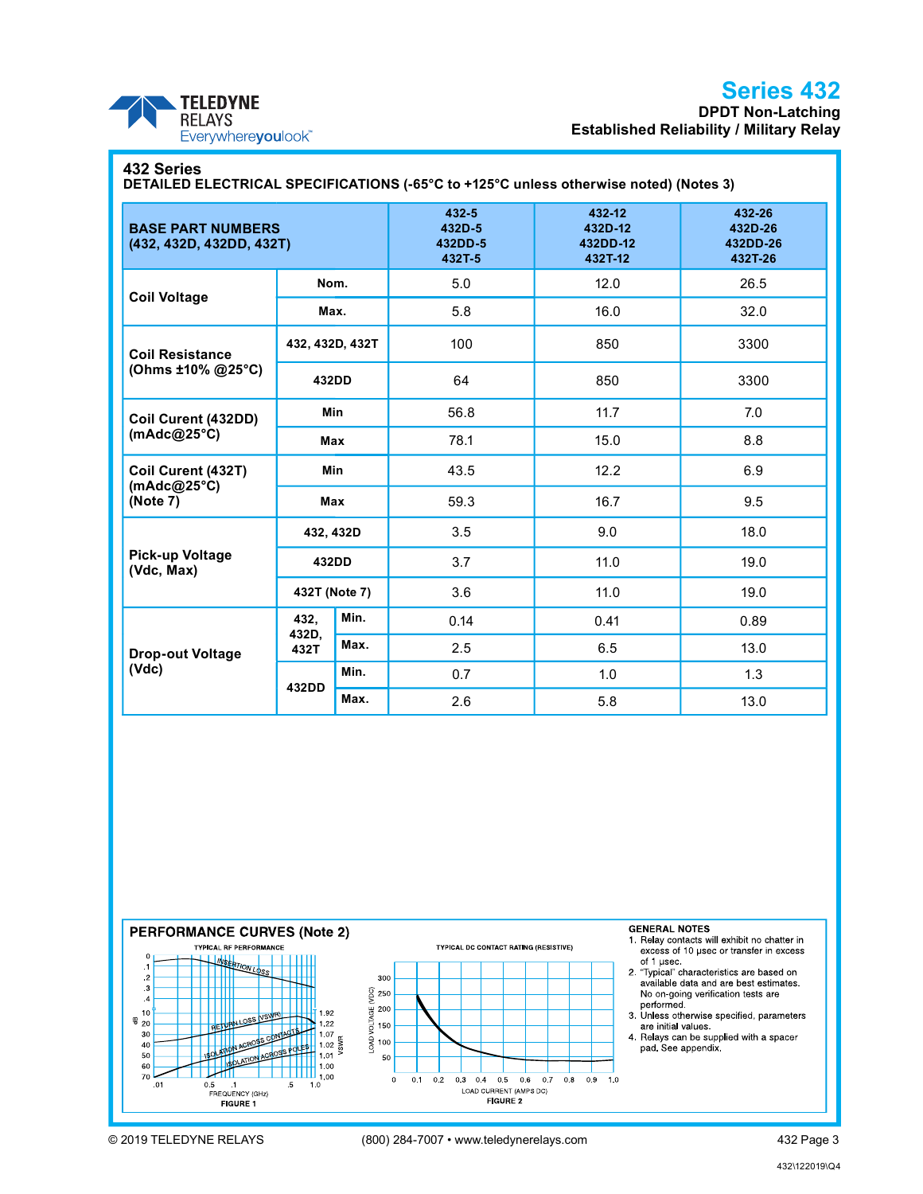# Series 432

**DPDT Non-Latching**
**Established Reliability / Military Relay**

## 432 Series

**DETAILED ELECTRICAL SPECIFICATIONS (-65°C to +125°C unless otherwise noted) (Notes 3)**

| BASE PART NUMBERS (432, 432D, 432DD, 432T) | | | 432-5 432D-5 432DD-5 432T-5 | 432-12 432D-12 432DD-12 432T-12 | 432-26 432D-26 432DD-26 432T-26 |
|---|---|---|---|---|---|
| Coil Voltage | Nom. | | 5.0 | 12.0 | 26.5 |
| | Max. | | 5.8 | 16.0 | 32.0 |
| Coil Resistance (Ohms ±10% @25°C) | 432, 432D, 432T | | 100 | 850 | 3300 |
| | 432DD | | 64 | 850 | 3300 |
| Coil Curent (432DD) (mAdc@25°C) | Min | | 56.8 | 11.7 | 7.0 |
| | Max | | 78.1 | 15.0 | 8.8 |
| Coil Curent (432T) (mAdc@25°C) (Note 7) | Min | | 43.5 | 12.2 | 6.9 |
| | Max | | 59.3 | 16.7 | 9.5 |
| Pick-up Voltage (Vdc, Max) | 432, 432D | | 3.5 | 9.0 | 18.0 |
| | 432DD | | 3.7 | 11.0 | 19.0 |
| | 432T (Note 7) | | 3.6 | 11.0 | 19.0 |
| Drop-out Voltage (Vdc) | 432, 432D, 432T | Min. | 0.14 | 0.41 | 0.89 |
| | | Max. | 2.5 | 6.5 | 13.0 |
| | 432DD | Min. | 0.7 | 1.0 | 1.3 |
| | | Max. | 2.6 | 5.8 | 13.0 |

## PERFORMANCE CURVES (Note 2)

TYPICAL RF PERFORMANCE

FIGURE 1

TYPICAL DC CONTACT RATING (RESISTIVE)

FIGURE 2

### GENERAL NOTES

1. Relay contacts will exhibit no chatter in excess of 10 µsec or transfer in excess of 1 µsec.
2. "Typical" characteristics are based on available data and are best estimates. No on-going verification tests are performed.
3. Unless otherwise specified, parameters are initial values.
4. Relays can be supplied with a spacer pad. See appendix.

© 2019 TELEDYNE RELAYS (800) 284-7007 • www.teledynerelays.com

432\122019\Q4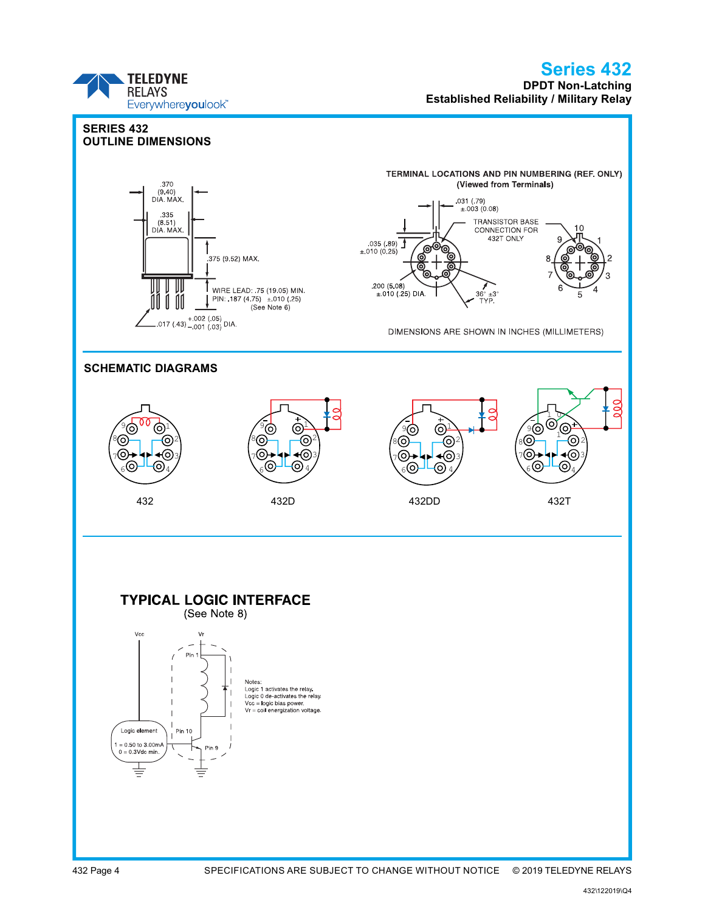## SERIES 432
## OUTLINE DIMENSIONS

.370 (9.40) DIA. MAX.

.335 (8.51) DIA. MAX.

.375 (9.52) MAX.

WIRE LEAD: .75 (19.05) MIN.
PIN: .187 (4.75) ±.010 (.25)
(See Note 6)

.017 (.43) +.002 (.05) −.001 (.03) DIA.

TERMINAL LOCATIONS AND PIN NUMBERING (REF. ONLY)
(Viewed from Terminals)

.031 (.79) ±.003 (0.08)

TRANSISTOR BASE CONNECTION FOR 432T ONLY

.035 (.89) ±.010 (0.25)

.200 (5.08) ±.010 (.25) DIA.

36° ±3° TYP.

DIMENSIONS ARE SHOWN IN INCHES (MILLIMETERS)

## SCHEMATIC DIAGRAMS

432

432D

432DD

432T

## TYPICAL LOGIC INTERFACE
(See Note 8)

Vcc

Vr

Pin 1

Pin 10

Pin 9

Logic element

1 = 0.50 to 3.00mA
0 = 0.3Vdc min.

Notes:
Logic 1 activates the relay.
Logic 0 de-activates the relay.
Vcc = logic bias power.
Vr = coil energization voltage.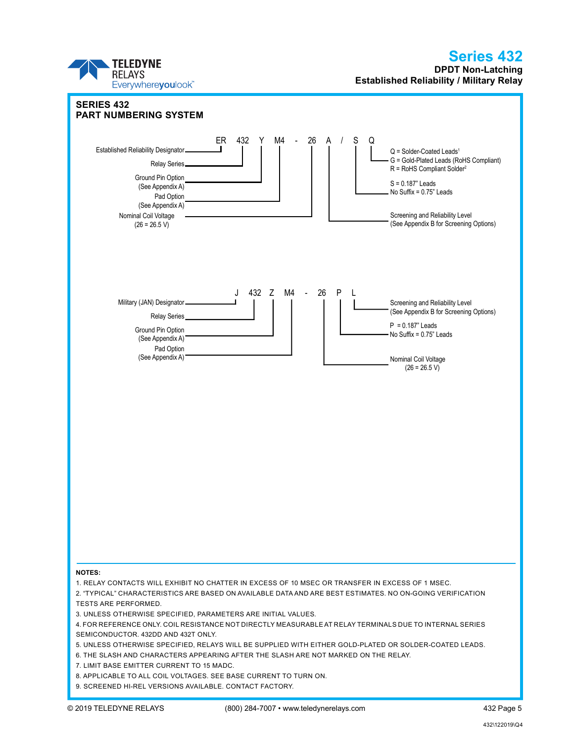## SERIES 432
## PART NUMBERING SYSTEM

**ER 432 Y M4 - 26 A / S Q**

- ER — Established Reliability Designator
- 432 — Relay Series
- Y — Ground Pin Option (See Appendix A)
- M4 — Pad Option (See Appendix A)
- 26 — Nominal Coil Voltage (26 = 26.5 V)
- A — Screening and Reliability Level (See Appendix B for Screening Options)
- S — S = 0.187" Leads; No Suffix = 0.75" Leads
- Q — Q = Solder-Coated Leads[1]; G = Gold-Plated Leads (RoHS Compliant); R = RoHS Compliant Solder[2]

**J 432 Z M4 - 26 P L**

- J — Military (JAN) Designator
- 432 — Relay Series
- Z — Ground Pin Option (See Appendix A)
- M4 — Pad Option (See Appendix A)
- 26 — Nominal Coil Voltage (26 = 26.5 V)
- P — P = 0.187" Leads; No Suffix = 0.75" Leads
- L — Screening and Reliability Level (See Appendix B for Screening Options)

**NOTES:**

1. RELAY CONTACTS WILL EXHIBIT NO CHATTER IN EXCESS OF 10 MSEC OR TRANSFER IN EXCESS OF 1 MSEC.
2. "TYPICAL" CHARACTERISTICS ARE BASED ON AVAILABLE DATA AND ARE BEST ESTIMATES. NO ON-GOING VERIFICATION TESTS ARE PERFORMED.
3. UNLESS OTHERWISE SPECIFIED, PARAMETERS ARE INITIAL VALUES.
4. FOR REFERENCE ONLY. COIL RESISTANCE NOT DIRECTLY MEASURABLE AT RELAY TERMINALS DUE TO INTERNAL SERIES SEMICONDUCTOR. 432DD AND 432T ONLY.
5. UNLESS OTHERWISE SPECIFIED, RELAYS WILL BE SUPPLIED WITH EITHER GOLD-PLATED OR SOLDER-COATED LEADS.
6. THE SLASH AND CHARACTERS APPEARING AFTER THE SLASH ARE NOT MARKED ON THE RELAY.
7. LIMIT BASE EMITTER CURRENT TO 15 MADC.
8. APPLICABLE TO ALL COIL VOLTAGES. SEE BASE CURRENT TO TURN ON.
9. SCREENED HI-REL VERSIONS AVAILABLE. CONTACT FACTORY.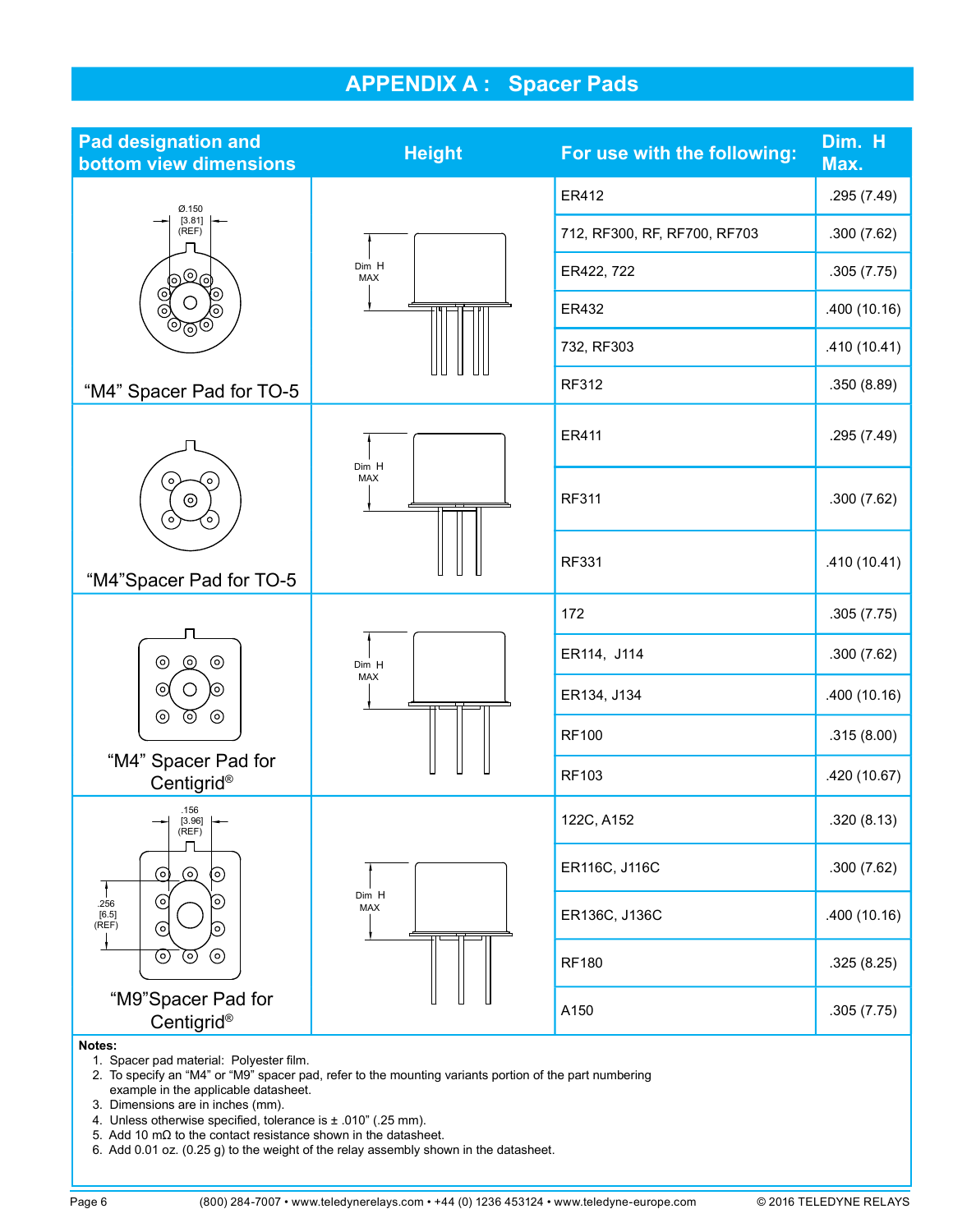# APPENDIX A : Spacer Pads

| Pad designation and bottom view dimensions | Height | For use with the following: | Dim. H Max. |
|---|---|---|---|
| "M4" Spacer Pad for TO-5 (Ø.150 [3.81] (REF)) | Dim H MAX | ER412 | .295 (7.49) |
| | | 712, RF300, RF, RF700, RF703 | .300 (7.62) |
| | | ER422, 722 | .305 (7.75) |
| | | ER432 | .400 (10.16) |
| | | 732, RF303 | .410 (10.41) |
| | | RF312 | .350 (8.89) |
| "M4" Spacer Pad for TO-5 | Dim H MAX | ER411 | .295 (7.49) |
| | | RF311 | .300 (7.62) |
| | | RF331 | .410 (10.41) |
| "M4" Spacer Pad for Centigrid® | Dim H MAX | 172 | .305 (7.75) |
| | | ER114, J114 | .300 (7.62) |
| | | ER134, J134 | .400 (10.16) |
| | | RF100 | .315 (8.00) |
| | | RF103 | .420 (10.67) |
| "M9" Spacer Pad for Centigrid® (.156 [3.96] (REF); .256 [6.5] (REF)) | Dim H MAX | 122C, A152 | .320 (8.13) |
| | | ER116C, J116C | .300 (7.62) |
| | | ER136C, J136C | .400 (10.16) |
| | | RF180 | .325 (8.25) |
| | | A150 | .305 (7.75) |

**Notes:**

1. Spacer pad material: Polyester film.
2. To specify an "M4" or "M9" spacer pad, refer to the mounting variants portion of the part numbering example in the applicable datasheet.
3. Dimensions are in inches (mm).
4. Unless otherwise specified, tolerance is ± .010" (.25 mm).
5. Add 10 mΩ to the contact resistance shown in the datasheet.
6. Add 0.01 oz. (0.25 g) to the weight of the relay assembly shown in the datasheet.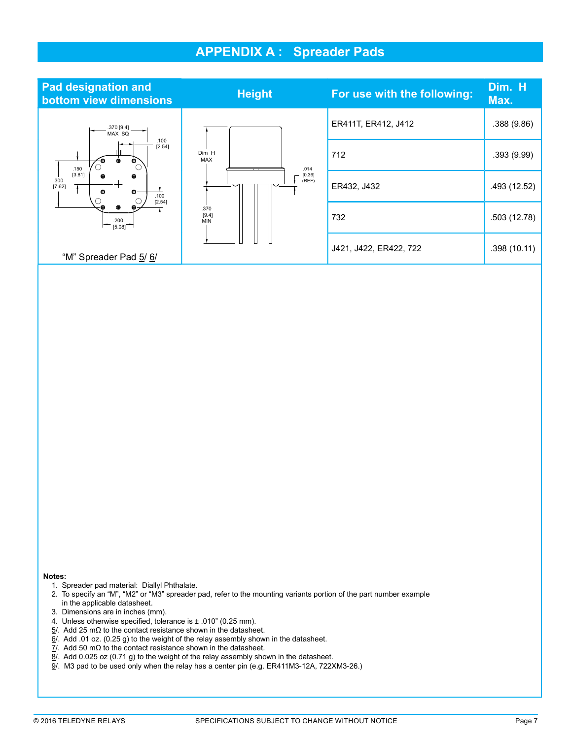# APPENDIX A : Spreader Pads

| Pad designation and bottom view dimensions | Height | For use with the following: | Dim. H Max. |
|---|---|---|---|
| "M" Spreader Pad 5/ 6/ | | ER411T, ER412, J412 | .388 (9.86) |
| | | 712 | .393 (9.99) |
| | | ER432, J432 | .493 (12.52) |
| | | 732 | .503 (12.78) |
| | | J421, J422, ER422, 722 | .398 (10.11) |

**Notes:**

1. Spreader pad material: Diallyl Phthalate.
2. To specify an "M", "M2" or "M3" spreader pad, refer to the mounting variants portion of the part number example in the applicable datasheet.
3. Dimensions are in inches (mm).
4. Unless otherwise specified, tolerance is ± .010" (0.25 mm).

5/. Add 25 mΩ to the contact resistance shown in the datasheet.
6/. Add .01 oz. (0.25 g) to the weight of the relay assembly shown in the datasheet.
7/. Add 50 mΩ to the contact resistance shown in the datasheet.
8/. Add 0.025 oz (0.71 g) to the weight of the relay assembly shown in the datasheet.
9/. M3 pad to be used only when the relay has a center pin (e.g. ER411M3-12A, 722XM3-26.)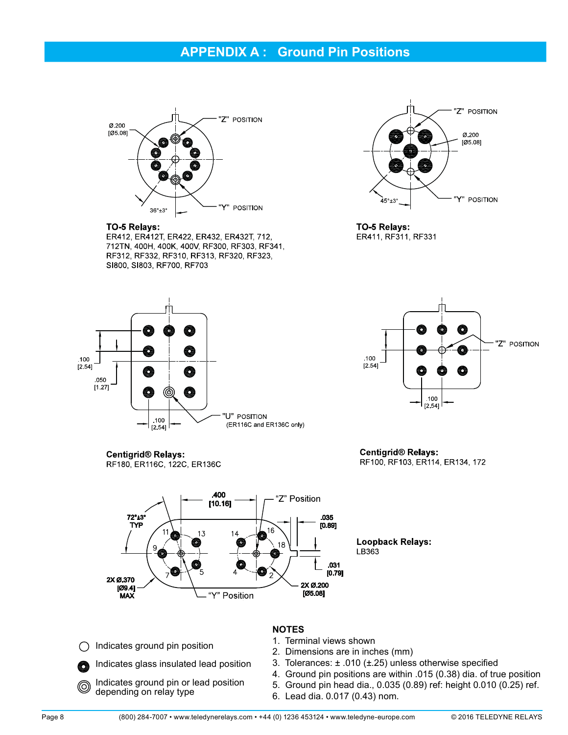# APPENDIX A : Ground Pin Positions

**TO-5 Relays:**
ER412, ER412T, ER422, ER432, ER432T, 712, 712TN, 400H, 400K, 400V, RF300, RF303, RF341, RF312, RF332, RF310, RF313, RF320, RF323, SI800, SI803, RF700, RF703

**TO-5 Relays:**
ER411, RF311, RF331

**Centigrid® Relays:**
RF180, ER116C, 122C, ER136C

**Centigrid® Relays:**
RF100, RF103, ER114, ER134, 172

**Loopback Relays:**
LB363

- ○ Indicates ground pin position
- ● Indicates glass insulated lead position
- ◎ Indicates ground pin or lead position depending on relay type

**NOTES**

1. Terminal views shown
2. Dimensions are in inches (mm)
3. Tolerances: ± .010 (±.25) unless otherwise specified
4. Ground pin positions are within .015 (0.38) dia. of true position
5. Ground pin head dia., 0.035 (0.89) ref: height 0.010 (0.25) ref.
6. Lead dia. 0.017 (0.43) nom.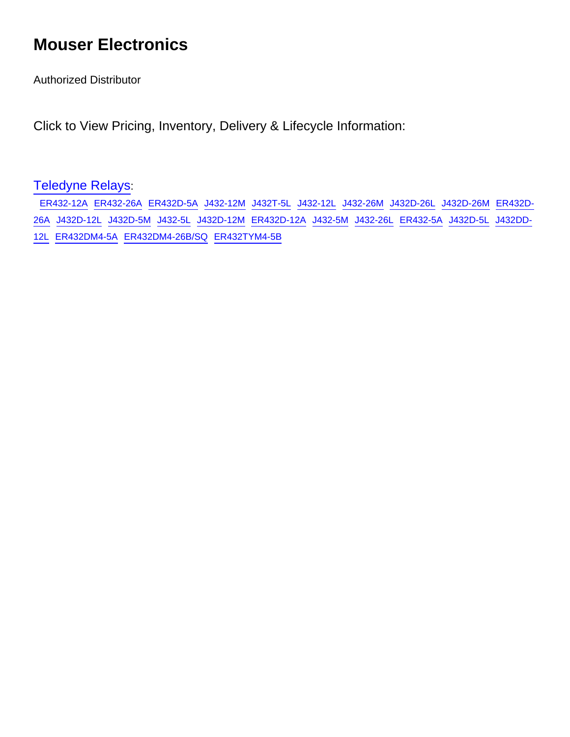# Mouser Electronics

Authorized Distributor

Click to View Pricing, Inventory, Delivery & Lifecycle Information:

Teledyne Relays:

ER432-12A ER432-26A ER432D-5A J432-12M J432T-5L J432-12L J432-26M J432D-26L J432D-26M ER432D-26A J432D-12L J432D-5M J432-5L J432D-12M ER432D-12A J432-5M J432-26L ER432-5A J432D-5L J432DD-12L ER432DM4-5A ER432DM4-26B/SQ ER432TYM4-5B